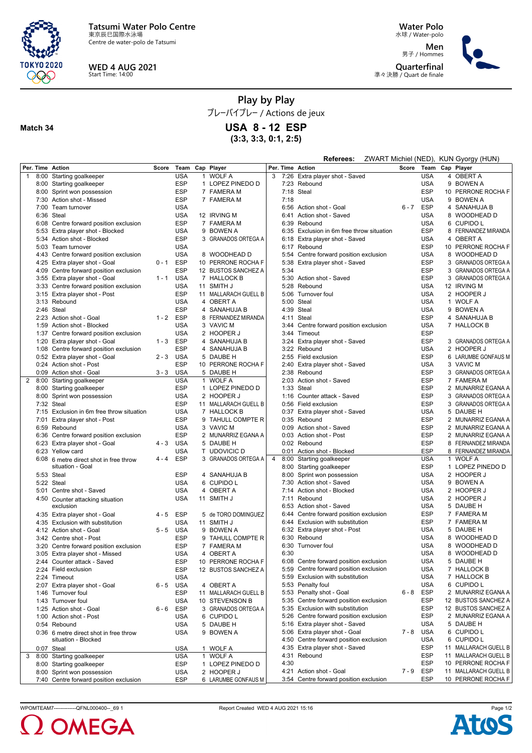Tatsumi Water Polo Centre
東京辰巳国際水泳場
Centre de water-polo de Tatsumi

WED 4 AUG 2021
Start Time: 14:00

Water Polo
水球 / Water-polo
Men
男子 / Hommes
Quarterfinal
準々決勝 / Quart de finale

# Play by Play
プレーバイプレー / Actions de jeux

**Match 34**

## USA 8 - 12 ESP
**(3:3, 3:3, 0:1, 2:5)**

**Referees:** ZWART Michiel (NED), KUN Gyorgy (HUN)

| Per. | Time | Action | Score | Team | Cap | Player |
|---|---|---|---|---|---|---|
| 1 | 8:00 | Starting goalkeeper | | USA | 1 | WOLF A |
| | 8:00 | Starting goalkeeper | | ESP | 1 | LOPEZ PINEDO D |
| | 8:00 | Sprint won possession | | ESP | 7 | FAMERA M |
| | 7:30 | Action shot - Missed | | ESP | 7 | FAMERA M |
| | 7:00 | Team turnover | | USA | | |
| | 6:36 | Steal | | USA | 12 | IRVING M |
| | 6:08 | Centre forward position exclusion | | ESP | 7 | FAMERA M |
| | 5:53 | Extra player shot - Blocked | | USA | 9 | BOWEN A |
| | 5:34 | Action shot - Blocked | | ESP | 3 | GRANADOS ORTEGA A |
| | 5:03 | Team turnover | | USA | | |
| | 4:43 | Centre forward position exclusion | | USA | 8 | WOODHEAD D |
| | 4:25 | Extra player shot - Goal | 0 - 1 | ESP | 10 | PERRONE ROCHA F |
| | 4:09 | Centre forward position exclusion | | ESP | 12 | BUSTOS SANCHEZ A |
| | 3:55 | Extra player shot - Goal | 1 - 1 | USA | 7 | HALLOCK B |
| | 3:33 | Centre forward position exclusion | | USA | 11 | SMITH J |
| | 3:15 | Extra player shot - Post | | ESP | 11 | MALLARACH GUELL B |
| | 3:13 | Rebound | | USA | 4 | OBERT A |
| | 2:46 | Steal | | ESP | 4 | SANAHUJA B |
| | 2:23 | Action shot - Goal | 1 - 2 | ESP | 8 | FERNANDEZ MIRANDA |
| | 1:59 | Action shot - Blocked | | USA | 3 | VAVIC M |
| | 1:37 | Centre forward position exclusion | | USA | 2 | HOOPER J |
| | 1:20 | Extra player shot - Goal | 1 - 3 | ESP | 4 | SANAHUJA B |
| | 1:08 | Centre forward position exclusion | | ESP | 4 | SANAHUJA B |
| | 0:52 | Extra player shot - Goal | 2 - 3 | USA | 5 | DAUBE H |
| | 0:24 | Action shot - Post | | ESP | 10 | PERRONE ROCHA F |
| | 0:09 | Action shot - Goal | 3 - 3 | USA | 5 | DAUBE H |
| 2 | 8:00 | Starting goalkeeper | | USA | 1 | WOLF A |
| | 8:00 | Starting goalkeeper | | ESP | 1 | LOPEZ PINEDO D |
| | 8:00 | Sprint won possession | | USA | 2 | HOOPER J |
| | 7:32 | Steal | | ESP | 11 | MALLARACH GUELL B |
| | 7:15 | Exclusion in 6m free throw situation | | USA | 7 | HALLOCK B |
| | 7:01 | Extra player shot - Post | | ESP | 9 | TAHULL COMPTE R |
| | 6:59 | Rebound | | USA | 3 | VAVIC M |
| | 6:36 | Centre forward position exclusion | | ESP | 2 | MUNARRIZ EGANA A |
| | 6:23 | Extra player shot - Goal | 4 - 3 | USA | 5 | DAUBE H |
| | 6:23 | Yellow card | | USA | T | UDOVICIC D |
| | 6:08 | 6 metre direct shot in free throw situation - Goal | 4 - 4 | ESP | 3 | GRANADOS ORTEGA A |
| | 5:53 | Steal | | ESP | 4 | SANAHUJA B |
| | 5:22 | Steal | | USA | 6 | CUPIDO L |
| | 5:01 | Centre shot - Saved | | USA | 4 | OBERT A |
| | 4:50 | Counter attacking situation exclusion | | USA | 11 | SMITH J |
| | 4:35 | Extra player shot - Goal | 4 - 5 | ESP | 5 | de TORO DOMINGUEZ |
| | 4:35 | Exclusion with substitution | | USA | 11 | SMITH J |
| | 4:12 | Action shot - Goal | 5 - 5 | USA | 9 | BOWEN A |
| | 3:42 | Centre shot - Post | | ESP | 9 | TAHULL COMPTE R |
| | 3:20 | Centre forward position exclusion | | ESP | 7 | FAMERA M |
| | 3:05 | Extra player shot - Missed | | USA | 4 | OBERT A |
| | 2:44 | Counter attack - Saved | | ESP | 10 | PERRONE ROCHA F |
| | 2:24 | Field exclusion | | ESP | 12 | BUSTOS SANCHEZ A |
| | 2:24 | Timeout | | USA | | |
| | 2:07 | Extra player shot - Goal | 6 - 5 | USA | 4 | OBERT A |
| | 1:46 | Turnover foul | | ESP | 11 | MALLARACH GUELL B |
| | 1:43 | Turnover foul | | USA | 10 | STEVENSON B |
| | 1:25 | Action shot - Goal | 6 - 6 | ESP | 3 | GRANADOS ORTEGA A |
| | 1:00 | Action shot - Post | | USA | 6 | CUPIDO L |
| | 0:54 | Rebound | | USA | 5 | DAUBE H |
| | 0:36 | 6 metre direct shot in free throw situation - Blocked | | USA | 9 | BOWEN A |
| | 0:07 | Steal | | USA | 1 | WOLF A |
| 3 | 8:00 | Starting goalkeeper | | USA | 1 | WOLF A |
| | 8:00 | Starting goalkeeper | | ESP | 1 | LOPEZ PINEDO D |
| | 8:00 | Sprint won possession | | USA | 2 | HOOPER J |
| | 7:40 | Centre forward position exclusion | | ESP | 6 | LARUMBE GONFAUS M |
| 3 | 7:26 | Extra player shot - Saved | | USA | 4 | OBERT A |
| | 7:23 | Rebound | | USA | 9 | BOWEN A |
| | 7:18 | Steal | | ESP | 10 | PERRONE ROCHA F |
| | 7:18 | | | USA | 9 | BOWEN A |
| | 6:56 | Action shot - Goal | 6 - 7 | ESP | 4 | SANAHUJA B |
| | 6:41 | Action shot - Saved | | USA | 8 | WOODHEAD D |
| | 6:39 | Rebound | | USA | 6 | CUPIDO L |
| | 6:35 | Exclusion in 6m free throw situation | | ESP | 8 | FERNANDEZ MIRANDA |
| | 6:18 | Extra player shot - Saved | | USA | 4 | OBERT A |
| | 6:17 | Rebound | | ESP | 10 | PERRONE ROCHA F |
| | 5:54 | Centre forward position exclusion | | USA | 8 | WOODHEAD D |
| | 5:38 | Extra player shot - Saved | | ESP | 3 | GRANADOS ORTEGA A |
| | 5:34 | | | ESP | 3 | GRANADOS ORTEGA A |
| | 5:30 | Action shot - Saved | | ESP | 3 | GRANADOS ORTEGA A |
| | 5:28 | Rebound | | USA | 12 | IRVING M |
| | 5:06 | Turnover foul | | USA | 2 | HOOPER J |
| | 5:00 | Steal | | USA | 1 | WOLF A |
| | 4:39 | Steal | | USA | 9 | BOWEN A |
| | 4:11 | Steal | | ESP | 4 | SANAHUJA B |
| | 3:44 | Centre forward position exclusion | | USA | 7 | HALLOCK B |
| | 3:44 | Timeout | | ESP | | |
| | 3:24 | Extra player shot - Saved | | ESP | 3 | GRANADOS ORTEGA A |
| | 3:22 | Rebound | | USA | 2 | HOOPER J |
| | 2:55 | Field exclusion | | ESP | 6 | LARUMBE GONFAUS M |
| | 2:40 | Extra player shot - Saved | | USA | 3 | VAVIC M |
| | 2:38 | Rebound | | ESP | 3 | GRANADOS ORTEGA A |
| | 2:03 | Action shot - Saved | | ESP | 7 | FAMERA M |
| | 1:33 | Steal | | ESP | 2 | MUNARRIZ EGANA A |
| | 1:16 | Counter attack - Saved | | ESP | 3 | GRANADOS ORTEGA A |
| | 0:56 | Field exclusion | | ESP | 3 | GRANADOS ORTEGA A |
| | 0:37 | Extra player shot - Saved | | USA | 5 | DAUBE H |
| | 0:35 | Rebound | | ESP | 2 | MUNARRIZ EGANA A |
| | 0:09 | Action shot - Saved | | ESP | 2 | MUNARRIZ EGANA A |
| | 0:03 | Action shot - Post | | ESP | 2 | MUNARRIZ EGANA A |
| | 0:02 | Rebound | | ESP | 8 | FERNANDEZ MIRANDA |
| | 0:01 | Action shot - Blocked | | ESP | 8 | FERNANDEZ MIRANDA |
| 4 | 8:00 | Starting goalkeeper | | USA | 1 | WOLF A |
| | 8:00 | Starting goalkeeper | | ESP | 1 | LOPEZ PINEDO D |
| | 8:00 | Sprint won possession | | USA | 2 | HOOPER J |
| | 7:30 | Action shot - Saved | | USA | 9 | BOWEN A |
| | 7:14 | Action shot - Blocked | | USA | 2 | HOOPER J |
| | 7:11 | Rebound | | USA | 2 | HOOPER J |
| | 6:53 | Action shot - Saved | | USA | 5 | DAUBE H |
| | 6:44 | Centre forward position exclusion | | ESP | 7 | FAMERA M |
| | 6:44 | Exclusion with substitution | | ESP | 7 | FAMERA M |
| | 6:32 | Extra player shot - Post | | USA | 5 | DAUBE H |
| | 6:30 | Rebound | | USA | 8 | WOODHEAD D |
| | 6:30 | Turnover foul | | USA | 8 | WOODHEAD D |
| | 6:30 | | | USA | 8 | WOODHEAD D |
| | 6:08 | Centre forward position exclusion | | USA | 5 | DAUBE H |
| | 5:59 | Centre forward position exclusion | | USA | 7 | HALLOCK B |
| | 5:59 | Exclusion with substitution | | USA | 7 | HALLOCK B |
| | 5:53 | Penalty foul | | USA | 6 | CUPIDO L |
| | 5:53 | Penalty shot - Goal | 6 - 8 | ESP | 2 | MUNARRIZ EGANA A |
| | 5:35 | Centre forward position exclusion | | ESP | 12 | BUSTOS SANCHEZ A |
| | 5:35 | Exclusion with substitution | | ESP | 12 | BUSTOS SANCHEZ A |
| | 5:26 | Centre forward position exclusion | | ESP | 2 | MUNARRIZ EGANA A |
| | 5:16 | Extra player shot - Saved | | USA | 5 | DAUBE H |
| | 5:06 | Extra player shot - Goal | 7 - 8 | USA | 6 | CUPIDO L |
| | 4:50 | Centre forward position exclusion | | USA | 6 | CUPIDO L |
| | 4:35 | Extra player shot - Saved | | ESP | 11 | MALLARACH GUELL B |
| | 4:31 | Rebound | | ESP | 11 | MALLARACH GUELL B |
| | 4:30 | | | ESP | 10 | PERRONE ROCHA F |
| | 4:21 | Action shot - Goal | 7 - 9 | ESP | 11 | MALLARACH GUELL B |
| | 3:54 | Centre forward position exclusion | | ESP | 10 | PERRONE ROCHA F |

WPOMTEAM7------------QFNL000400--_69 1 Report Created WED 4 AUG 2021 15:16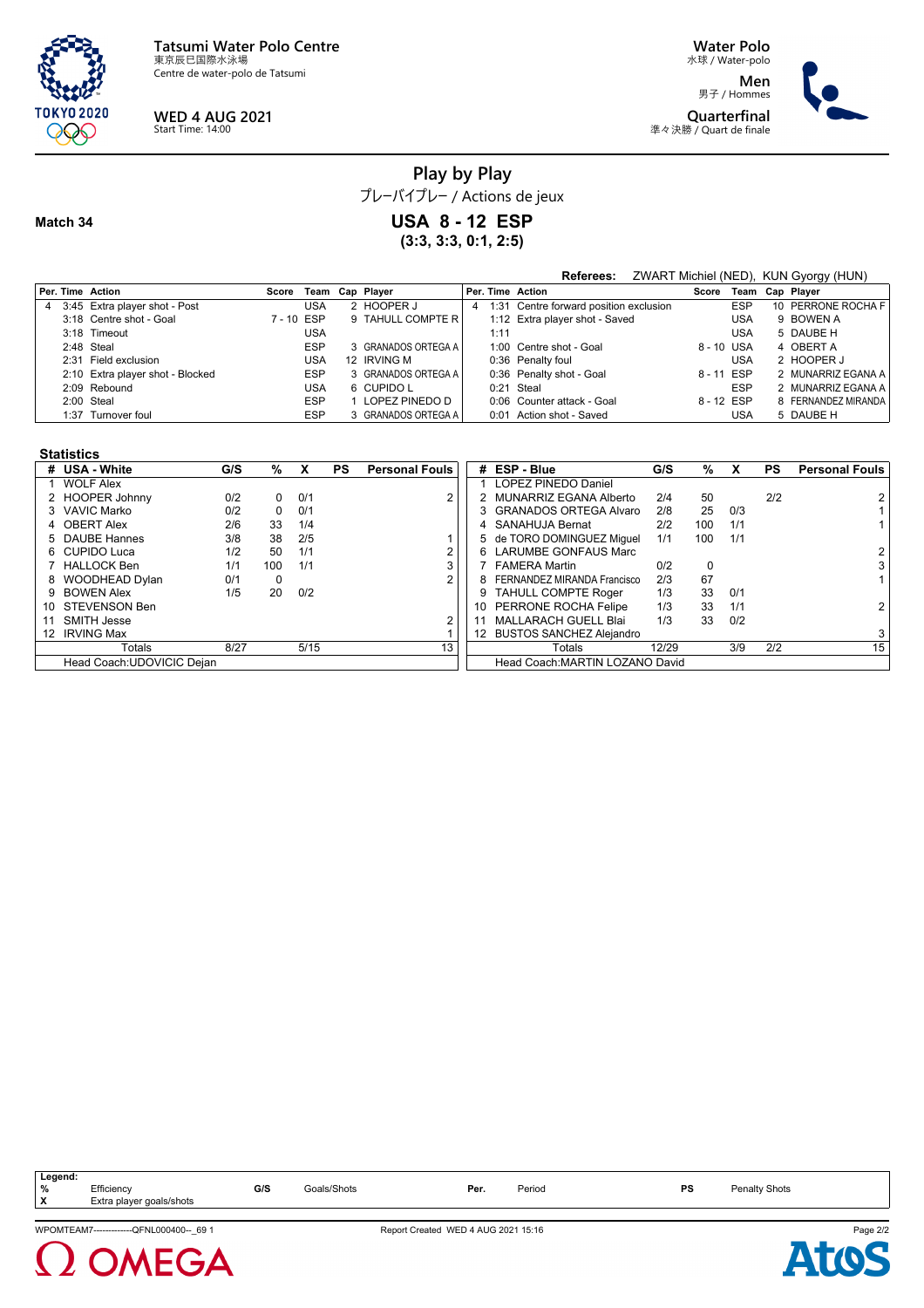Tatsumi Water Polo Centre
東京辰巳国際水泳場
Centre de water-polo de Tatsumi

WED 4 AUG 2021
Start Time: 14:00

Water Polo
水球 / Water-polo

Men
男子 / Hommes

Quarterfinal
準々決勝 / Quart de finale

# Play by Play

プレーバイプレー / Actions de jeux

**Match 34**

## USA 8 - 12 ESP
**(3:3, 3:3, 0:1, 2:5)**

**Referees:** ZWART Michiel (NED), KUN Gyorgy (HUN)

| Per. | Time | Action | Score | Team | Cap | Player |
|---|---|---|---|---|---|---|
| 4 | 3:45 | Extra player shot - Post | | USA | 2 | HOOPER J |
| | 3:18 | Centre shot - Goal | 7 - 10 | ESP | 9 | TAHULL COMPTE R |
| | 3:18 | Timeout | | USA | | |
| | 2:48 | Steal | | ESP | 3 | GRANADOS ORTEGA A |
| | 2:31 | Field exclusion | | USA | 12 | IRVING M |
| | 2:10 | Extra player shot - Blocked | | ESP | 3 | GRANADOS ORTEGA A |
| | 2:09 | Rebound | | USA | 6 | CUPIDO L |
| | 2:00 | Steal | | ESP | 1 | LOPEZ PINEDO D |
| | 1:37 | Turnover foul | | ESP | 3 | GRANADOS ORTEGA A |
| 4 | 1:31 | Centre forward position exclusion | | ESP | 10 | PERRONE ROCHA F |
| | 1:12 | Extra player shot - Saved | | USA | 9 | BOWEN A |
| | 1:11 | | | USA | 5 | DAUBE H |
| | 1:00 | Centre shot - Goal | 8 - 10 | USA | 4 | OBERT A |
| | 0:36 | Penalty foul | | USA | 2 | HOOPER J |
| | 0:36 | Penalty shot - Goal | 8 - 11 | ESP | 2 | MUNARRIZ EGANA A |
| | 0:21 | Steal | | ESP | 2 | MUNARRIZ EGANA A |
| | 0:06 | Counter attack - Goal | 8 - 12 | ESP | 8 | FERNANDEZ MIRANDA |
| | 0:01 | Action shot - Saved | | USA | 5 | DAUBE H |

### Statistics

| # | USA - White | G/S | % | X | PS | Personal Fouls |
|---|---|---|---|---|---|---|
| 1 | WOLF Alex | | | | | |
| 2 | HOOPER Johnny | 0/2 | 0 | 0/1 | | 2 |
| 3 | VAVIC Marko | 0/2 | 0 | 0/1 | | |
| 4 | OBERT Alex | 2/6 | 33 | 1/4 | | |
| 5 | DAUBE Hannes | 3/8 | 38 | 2/5 | | 1 |
| 6 | CUPIDO Luca | 1/2 | 50 | 1/1 | | 2 |
| 7 | HALLOCK Ben | 1/1 | 100 | 1/1 | | 3 |
| 8 | WOODHEAD Dylan | 0/1 | 0 | | | 2 |
| 9 | BOWEN Alex | 1/5 | 20 | 0/2 | | |
| 10 | STEVENSON Ben | | | | | |
| 11 | SMITH Jesse | | | | | 2 |
| 12 | IRVING Max | | | | | 1 |
| | Totals | 8/27 | | 5/15 | | 13 |
| | Head Coach:UDOVICIC Dejan | | | | | |

| # | ESP - Blue | G/S | % | X | PS | Personal Fouls |
|---|---|---|---|---|---|---|
| 1 | LOPEZ PINEDO Daniel | | | | | |
| 2 | MUNARRIZ EGANA Alberto | 2/4 | 50 | | 2/2 | 2 |
| 3 | GRANADOS ORTEGA Alvaro | 2/8 | 25 | 0/3 | | 1 |
| 4 | SANAHUJA Bernat | 2/2 | 100 | 1/1 | | 1 |
| 5 | de TORO DOMINGUEZ Miguel | 1/1 | 100 | 1/1 | | |
| 6 | LARUMBE GONFAUS Marc | | | | | 2 |
| 7 | FAMERA Martin | 0/2 | 0 | | | 3 |
| 8 | FERNANDEZ MIRANDA Francisco | 2/3 | 67 | | | 1 |
| 9 | TAHULL COMPTE Roger | 1/3 | 33 | 0/1 | | |
| 10 | PERRONE ROCHA Felipe | 1/3 | 33 | 1/1 | | 2 |
| 11 | MALLARACH GUELL Blai | 1/3 | 33 | 0/2 | | |
| 12 | BUSTOS SANCHEZ Alejandro | | | | | 3 |
| | Totals | 12/29 | | 3/9 | 2/2 | 15 |
| | Head Coach:MARTIN LOZANO David | | | | | |

**Legend:**

| | | | | | | | |
|---|---|---|---|---|---|---|---|
| % | Efficiency | G/S | Goals/Shots | Per. | Period | PS | Penalty Shots |
| X | Extra player goals/shots | | | | | | |

WPOMTEAM7-------------QFNL000400--_69 1 Report Created WED 4 AUG 2021 15:16